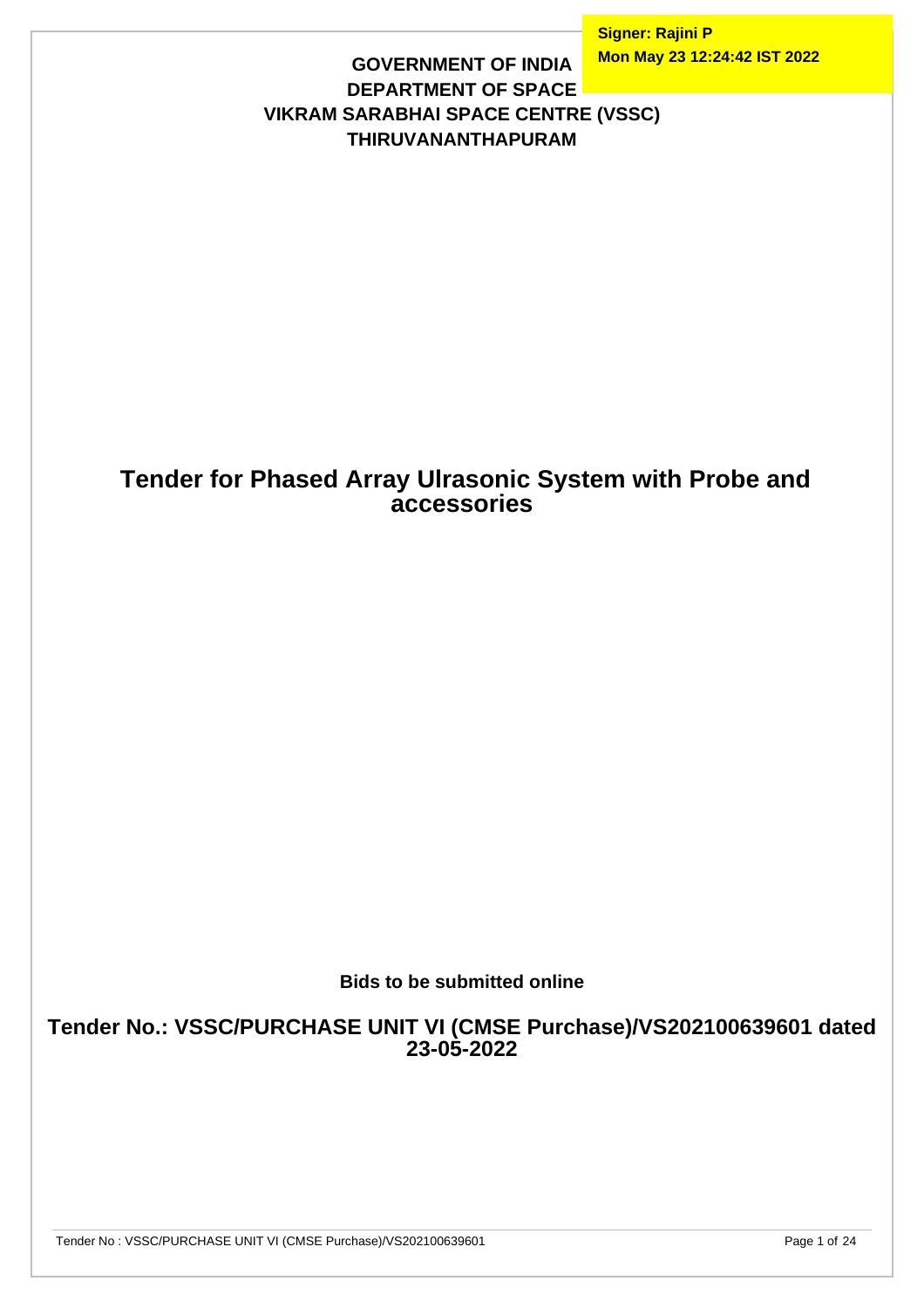Signer: Rajini P
Mon May 23 12:24:42 IST 2022

**GOVERNMENT OF INDIA**
**DEPARTMENT OF SPACE**
**VIKRAM SARABHAI SPACE CENTRE (VSSC)**
**THIRUVANANTHAPURAM**

# Tender for Phased Array Ulrasonic System with Probe and accessories

**Bids to be submitted online**

## Tender No.: VSSC/PURCHASE UNIT VI (CMSE Purchase)/VS202100639601 dated 23-05-2022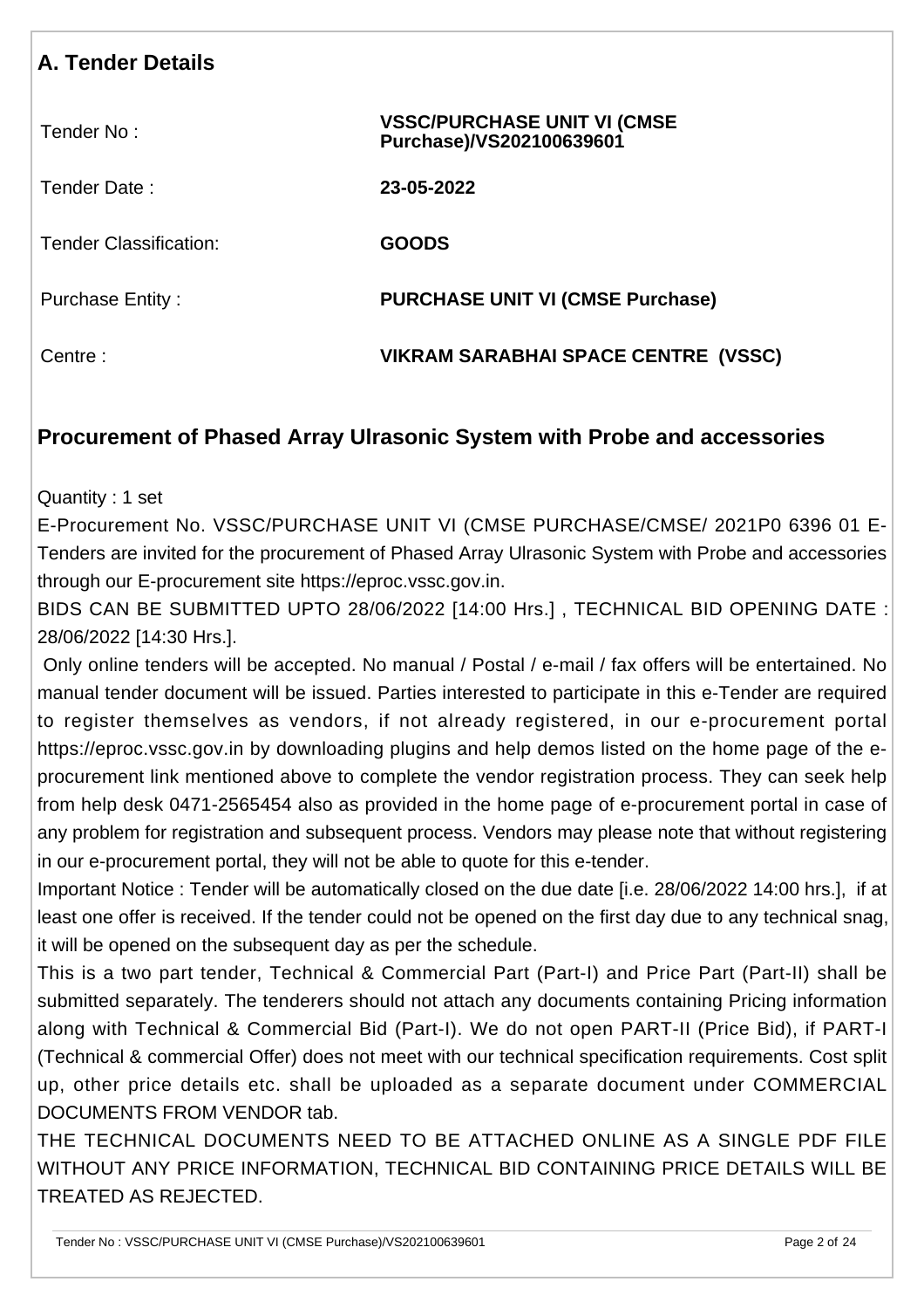## A. Tender Details

| | |
|---|---|
| Tender No : | **VSSC/PURCHASE UNIT VI (CMSE Purchase)/VS202100639601** |
| Tender Date : | **23-05-2022** |
| Tender Classification: | **GOODS** |
| Purchase Entity : | **PURCHASE UNIT VI (CMSE Purchase)** |
| Centre : | **VIKRAM SARABHAI SPACE CENTRE (VSSC)** |

## Procurement of Phased Array Ulrasonic System with Probe and accessories

Quantity : 1 set

E-Procurement No. VSSC/PURCHASE UNIT VI (CMSE PURCHASE/CMSE/ 2021P0 6396 01 E-Tenders are invited for the procurement of Phased Array Ulrasonic System with Probe and accessories through our E-procurement site https://eproc.vssc.gov.in.

BIDS CAN BE SUBMITTED UPTO 28/06/2022 [14:00 Hrs.] , TECHNICAL BID OPENING DATE : 28/06/2022 [14:30 Hrs.].

Only online tenders will be accepted. No manual / Postal / e-mail / fax offers will be entertained. No manual tender document will be issued. Parties interested to participate in this e-Tender are required to register themselves as vendors, if not already registered, in our e-procurement portal https://eproc.vssc.gov.in by downloading plugins and help demos listed on the home page of the e-procurement link mentioned above to complete the vendor registration process. They can seek help from help desk 0471-2565454 also as provided in the home page of e-procurement portal in case of any problem for registration and subsequent process. Vendors may please note that without registering in our e-procurement portal, they will not be able to quote for this e-tender.

Important Notice : Tender will be automatically closed on the due date [i.e. 28/06/2022 14:00 hrs.], if at least one offer is received. If the tender could not be opened on the first day due to any technical snag, it will be opened on the subsequent day as per the schedule.

This is a two part tender, Technical & Commercial Part (Part-I) and Price Part (Part-II) shall be submitted separately. The tenderers should not attach any documents containing Pricing information along with Technical & Commercial Bid (Part-I). We do not open PART-II (Price Bid), if PART-I (Technical & commercial Offer) does not meet with our technical specification requirements. Cost split up, other price details etc. shall be uploaded as a separate document under COMMERCIAL DOCUMENTS FROM VENDOR tab.

THE TECHNICAL DOCUMENTS NEED TO BE ATTACHED ONLINE AS A SINGLE PDF FILE WITHOUT ANY PRICE INFORMATION, TECHNICAL BID CONTAINING PRICE DETAILS WILL BE TREATED AS REJECTED.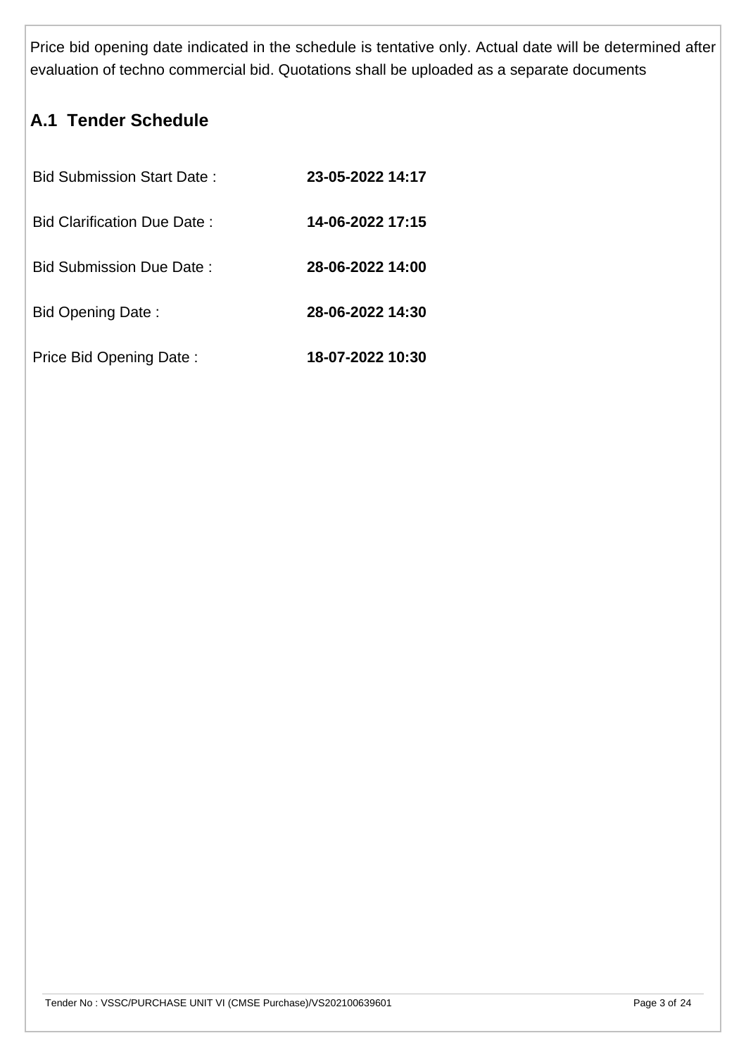Price bid opening date indicated in the schedule is tentative only. Actual date will be determined after evaluation of techno commercial bid. Quotations shall be uploaded as a separate documents

## A.1 Tender Schedule

| | |
|---|---|
| Bid Submission Start Date : | **23-05-2022 14:17** |
| Bid Clarification Due Date : | **14-06-2022 17:15** |
| Bid Submission Due Date : | **28-06-2022 14:00** |
| Bid Opening Date : | **28-06-2022 14:30** |
| Price Bid Opening Date : | **18-07-2022 10:30** |

Tender No : VSSC/PURCHASE UNIT VI (CMSE Purchase)/VS202100639601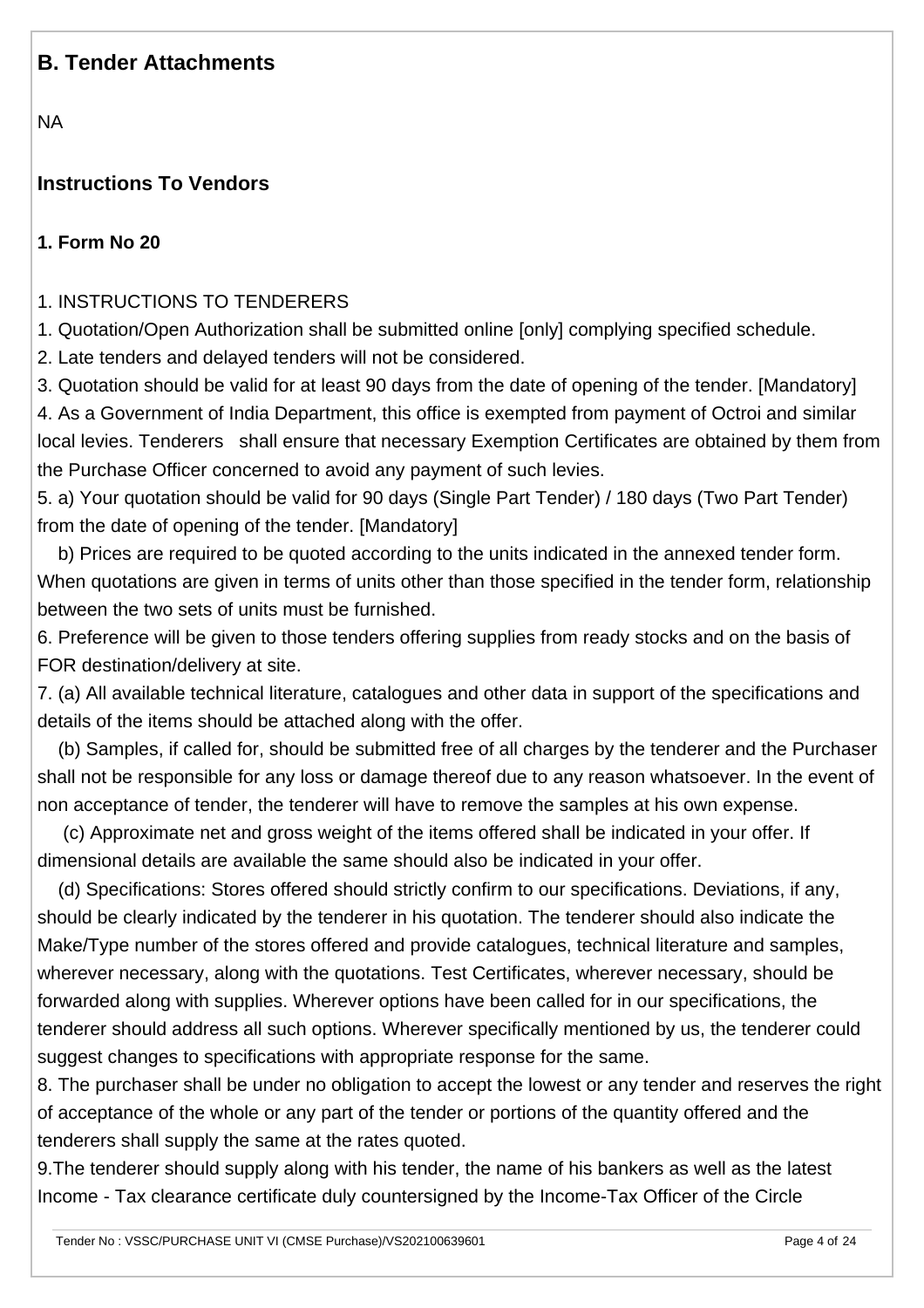## B. Tender Attachments

NA

## Instructions To Vendors

### 1. Form No 20

1. INSTRUCTIONS TO TENDERERS

1. Quotation/Open Authorization shall be submitted online [only] complying specified schedule.
2. Late tenders and delayed tenders will not be considered.
3. Quotation should be valid for at least 90 days from the date of opening of the tender. [Mandatory]
4. As a Government of India Department, this office is exempted from payment of Octroi and similar local levies. Tenderers shall ensure that necessary Exemption Certificates are obtained by them from the Purchase Officer concerned to avoid any payment of such levies.
5. a) Your quotation should be valid for 90 days (Single Part Tender) / 180 days (Two Part Tender) from the date of opening of the tender. [Mandatory]

   b) Prices are required to be quoted according to the units indicated in the annexed tender form. When quotations are given in terms of units other than those specified in the tender form, relationship between the two sets of units must be furnished.
6. Preference will be given to those tenders offering supplies from ready stocks and on the basis of FOR destination/delivery at site.
7. (a) All available technical literature, catalogues and other data in support of the specifications and details of the items should be attached along with the offer.

   (b) Samples, if called for, should be submitted free of all charges by the tenderer and the Purchaser shall not be responsible for any loss or damage thereof due to any reason whatsoever. In the event of non acceptance of tender, the tenderer will have to remove the samples at his own expense.

   (c) Approximate net and gross weight of the items offered shall be indicated in your offer. If dimensional details are available the same should also be indicated in your offer.

   (d) Specifications: Stores offered should strictly confirm to our specifications. Deviations, if any, should be clearly indicated by the tenderer in his quotation. The tenderer should also indicate the Make/Type number of the stores offered and provide catalogues, technical literature and samples, wherever necessary, along with the quotations. Test Certificates, wherever necessary, should be forwarded along with supplies. Wherever options have been called for in our specifications, the tenderer should address all such options. Wherever specifically mentioned by us, the tenderer could suggest changes to specifications with appropriate response for the same.
8. The purchaser shall be under no obligation to accept the lowest or any tender and reserves the right of acceptance of the whole or any part of the tender or portions of the quantity offered and the tenderers shall supply the same at the rates quoted.
9. The tenderer should supply along with his tender, the name of his bankers as well as the latest Income - Tax clearance certificate duly countersigned by the Income-Tax Officer of the Circle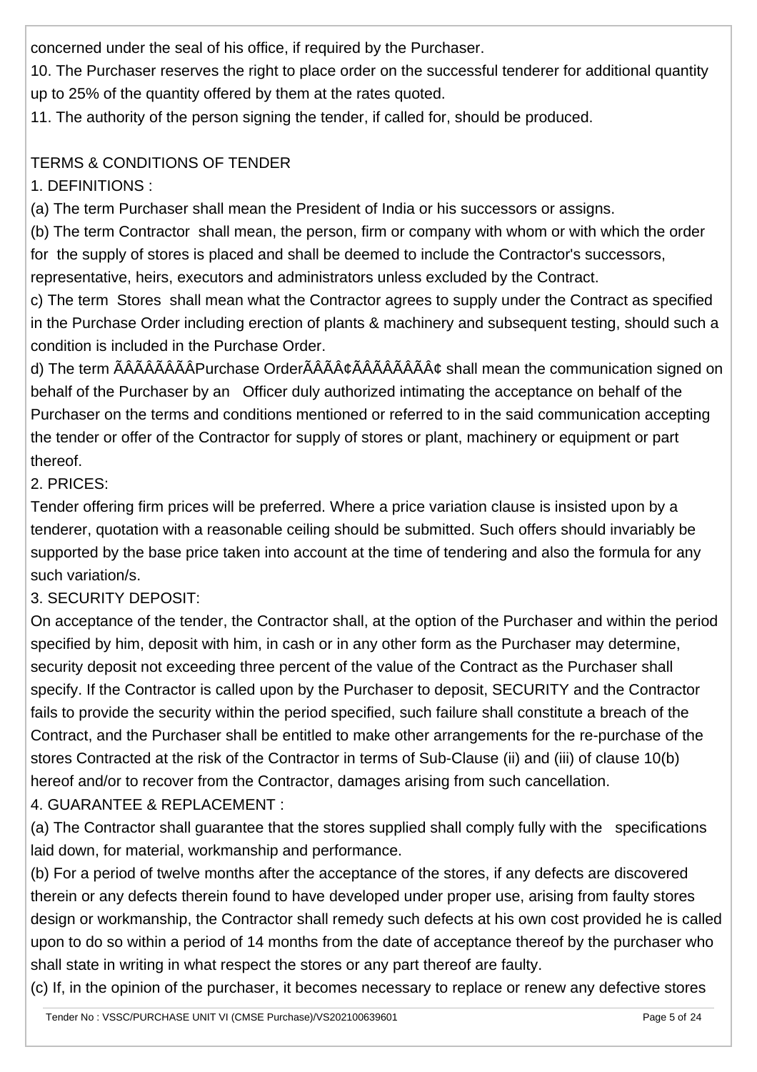concerned under the seal of his office, if required by the Purchaser.

10. The Purchaser reserves the right to place order on the successful tenderer for additional quantity up to 25% of the quantity offered by them at the rates quoted.

11. The authority of the person signing the tender, if called for, should be produced.

## TERMS & CONDITIONS OF TENDER

1. DEFINITIONS :

(a) The term Purchaser shall mean the President of India or his successors or assigns.

(b) The term Contractor shall mean, the person, firm or company with whom or with which the order for the supply of stores is placed and shall be deemed to include the Contractor's successors, representative, heirs, executors and administrators unless excluded by the Contract.

c) The term Stores shall mean what the Contractor agrees to supply under the Contract as specified in the Purchase Order including erection of plants & machinery and subsequent testing, should such a condition is included in the Purchase Order.

d) The term ÃÂÃÂÃÂÃÂPurchase OrderÃÂÃÂ¢ÃÂÃÂÃÂÃÂ¢ shall mean the communication signed on behalf of the Purchaser by an Officer duly authorized intimating the acceptance on behalf of the Purchaser on the terms and conditions mentioned or referred to in the said communication accepting the tender or offer of the Contractor for supply of stores or plant, machinery or equipment or part thereof.

2. PRICES:

Tender offering firm prices will be preferred. Where a price variation clause is insisted upon by a tenderer, quotation with a reasonable ceiling should be submitted. Such offers should invariably be supported by the base price taken into account at the time of tendering and also the formula for any such variation/s.

3. SECURITY DEPOSIT:

On acceptance of the tender, the Contractor shall, at the option of the Purchaser and within the period specified by him, deposit with him, in cash or in any other form as the Purchaser may determine, security deposit not exceeding three percent of the value of the Contract as the Purchaser shall specify. If the Contractor is called upon by the Purchaser to deposit, SECURITY and the Contractor fails to provide the security within the period specified, such failure shall constitute a breach of the Contract, and the Purchaser shall be entitled to make other arrangements for the re-purchase of the stores Contracted at the risk of the Contractor in terms of Sub-Clause (ii) and (iii) of clause 10(b) hereof and/or to recover from the Contractor, damages arising from such cancellation.

4. GUARANTEE & REPLACEMENT :

(a) The Contractor shall guarantee that the stores supplied shall comply fully with the specifications laid down, for material, workmanship and performance.

(b) For a period of twelve months after the acceptance of the stores, if any defects are discovered therein or any defects therein found to have developed under proper use, arising from faulty stores design or workmanship, the Contractor shall remedy such defects at his own cost provided he is called upon to do so within a period of 14 months from the date of acceptance thereof by the purchaser who shall state in writing in what respect the stores or any part thereof are faulty.

(c) If, in the opinion of the purchaser, it becomes necessary to replace or renew any defective stores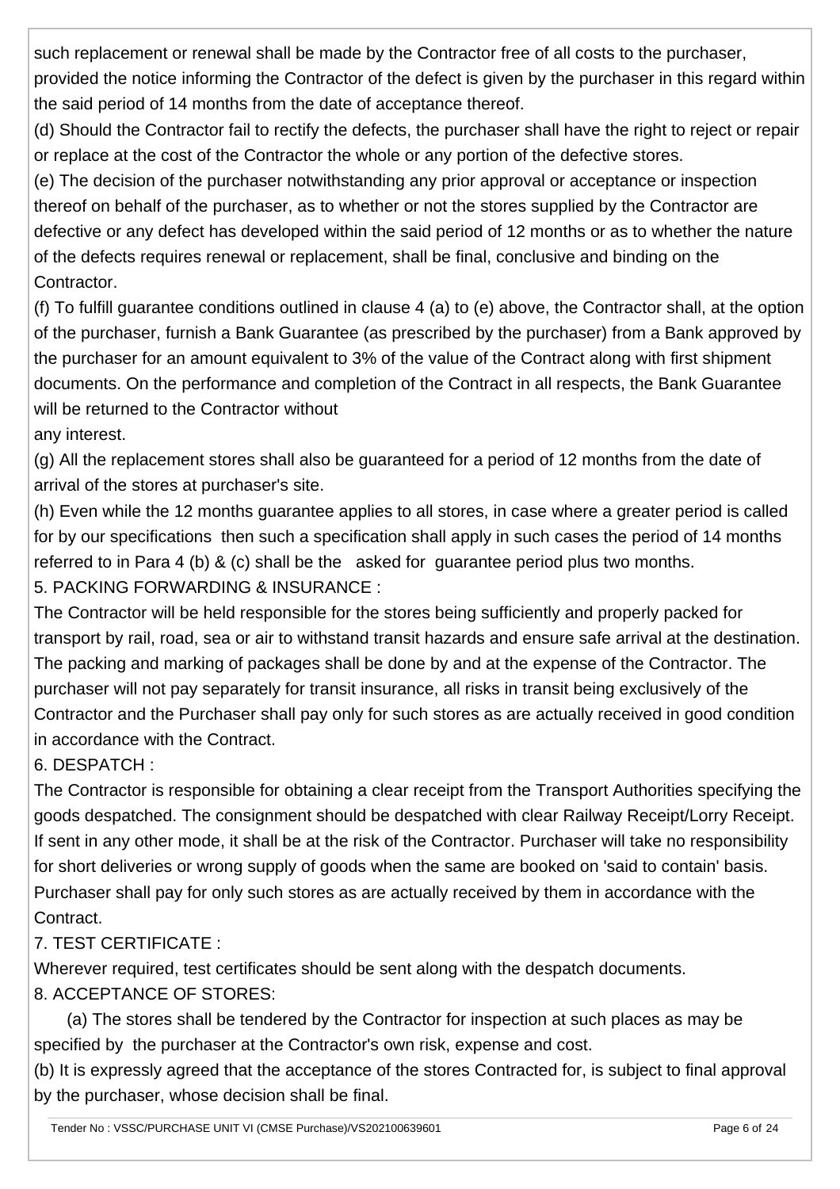such replacement or renewal shall be made by the Contractor free of all costs to the purchaser, provided the notice informing the Contractor of the defect is given by the purchaser in this regard within the said period of 14 months from the date of acceptance thereof.

(d) Should the Contractor fail to rectify the defects, the purchaser shall have the right to reject or repair or replace at the cost of the Contractor the whole or any portion of the defective stores.

(e) The decision of the purchaser notwithstanding any prior approval or acceptance or inspection thereof on behalf of the purchaser, as to whether or not the stores supplied by the Contractor are defective or any defect has developed within the said period of 12 months or as to whether the nature of the defects requires renewal or replacement, shall be final, conclusive and binding on the Contractor.

(f) To fulfill guarantee conditions outlined in clause 4 (a) to (e) above, the Contractor shall, at the option of the purchaser, furnish a Bank Guarantee (as prescribed by the purchaser) from a Bank approved by the purchaser for an amount equivalent to 3% of the value of the Contract along with first shipment documents. On the performance and completion of the Contract in all respects, the Bank Guarantee will be returned to the Contractor without any interest.

(g) All the replacement stores shall also be guaranteed for a period of 12 months from the date of arrival of the stores at purchaser's site.

(h) Even while the 12 months guarantee applies to all stores, in case where a greater period is called for by our specifications then such a specification shall apply in such cases the period of 14 months referred to in Para 4 (b) & (c) shall be the asked for guarantee period plus two months.

5. PACKING FORWARDING & INSURANCE :

The Contractor will be held responsible for the stores being sufficiently and properly packed for transport by rail, road, sea or air to withstand transit hazards and ensure safe arrival at the destination. The packing and marking of packages shall be done by and at the expense of the Contractor. The purchaser will not pay separately for transit insurance, all risks in transit being exclusively of the Contractor and the Purchaser shall pay only for such stores as are actually received in good condition in accordance with the Contract.

6. DESPATCH :

The Contractor is responsible for obtaining a clear receipt from the Transport Authorities specifying the goods despatched. The consignment should be despatched with clear Railway Receipt/Lorry Receipt. If sent in any other mode, it shall be at the risk of the Contractor. Purchaser will take no responsibility for short deliveries or wrong supply of goods when the same are booked on 'said to contain' basis. Purchaser shall pay for only such stores as are actually received by them in accordance with the Contract.

7. TEST CERTIFICATE :

Wherever required, test certificates should be sent along with the despatch documents.

8. ACCEPTANCE OF STORES:

(a) The stores shall be tendered by the Contractor for inspection at such places as may be specified by the purchaser at the Contractor's own risk, expense and cost.

(b) It is expressly agreed that the acceptance of the stores Contracted for, is subject to final approval by the purchaser, whose decision shall be final.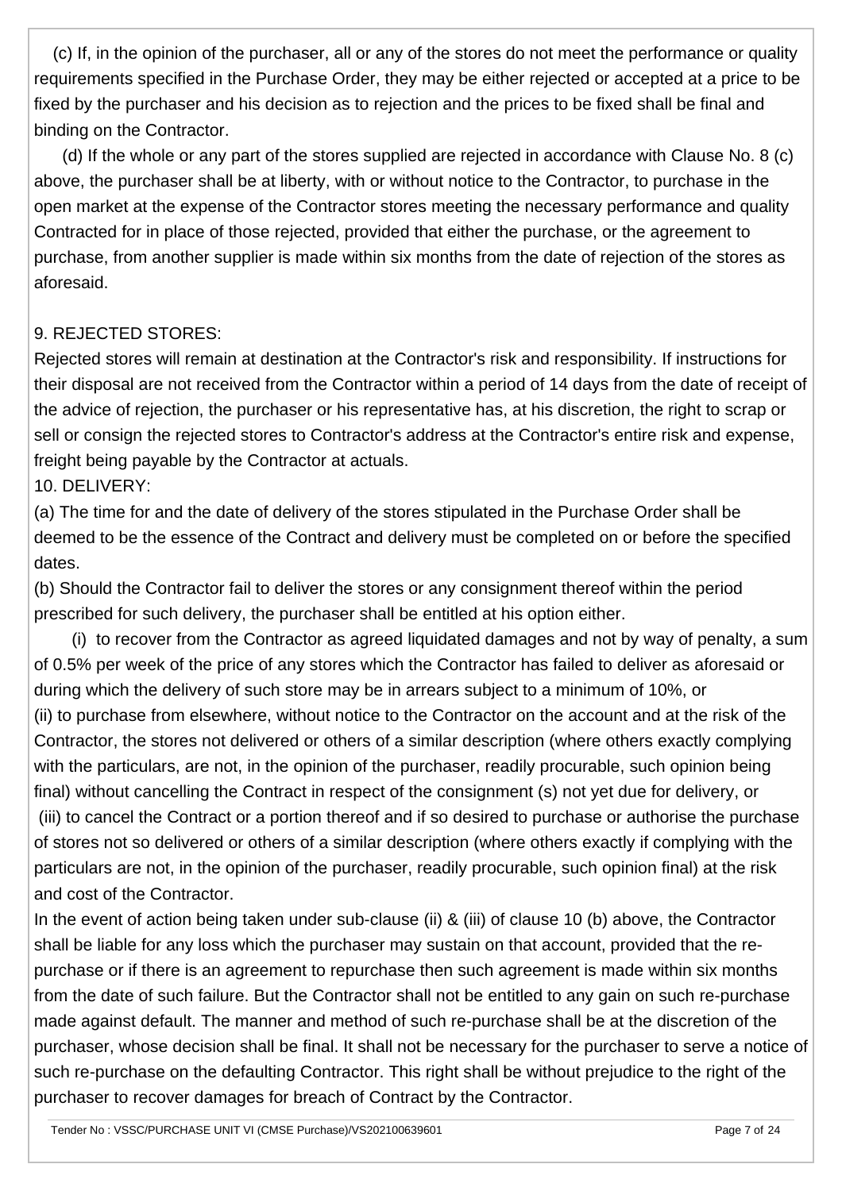(c) If, in the opinion of the purchaser, all or any of the stores do not meet the performance or quality requirements specified in the Purchase Order, they may be either rejected or accepted at a price to be fixed by the purchaser and his decision as to rejection and the prices to be fixed shall be final and binding on the Contractor.

(d) If the whole or any part of the stores supplied are rejected in accordance with Clause No. 8 (c) above, the purchaser shall be at liberty, with or without notice to the Contractor, to purchase in the open market at the expense of the Contractor stores meeting the necessary performance and quality Contracted for in place of those rejected, provided that either the purchase, or the agreement to purchase, from another supplier is made within six months from the date of rejection of the stores as aforesaid.

9. REJECTED STORES:

Rejected stores will remain at destination at the Contractor's risk and responsibility. If instructions for their disposal are not received from the Contractor within a period of 14 days from the date of receipt of the advice of rejection, the purchaser or his representative has, at his discretion, the right to scrap or sell or consign the rejected stores to Contractor's address at the Contractor's entire risk and expense, freight being payable by the Contractor at actuals.

10. DELIVERY:

(a) The time for and the date of delivery of the stores stipulated in the Purchase Order shall be deemed to be the essence of the Contract and delivery must be completed on or before the specified dates.

(b) Should the Contractor fail to deliver the stores or any consignment thereof within the period prescribed for such delivery, the purchaser shall be entitled at his option either.

(i) to recover from the Contractor as agreed liquidated damages and not by way of penalty, a sum of 0.5% per week of the price of any stores which the Contractor has failed to deliver as aforesaid or during which the delivery of such store may be in arrears subject to a minimum of 10%, or

(ii) to purchase from elsewhere, without notice to the Contractor on the account and at the risk of the Contractor, the stores not delivered or others of a similar description (where others exactly complying with the particulars, are not, in the opinion of the purchaser, readily procurable, such opinion being final) without cancelling the Contract in respect of the consignment (s) not yet due for delivery, or

(iii) to cancel the Contract or a portion thereof and if so desired to purchase or authorise the purchase of stores not so delivered or others of a similar description (where others exactly if complying with the particulars are not, in the opinion of the purchaser, readily procurable, such opinion final) at the risk and cost of the Contractor.

In the event of action being taken under sub-clause (ii) & (iii) of clause 10 (b) above, the Contractor shall be liable for any loss which the purchaser may sustain on that account, provided that the re-purchase or if there is an agreement to repurchase then such agreement is made within six months from the date of such failure. But the Contractor shall not be entitled to any gain on such re-purchase made against default. The manner and method of such re-purchase shall be at the discretion of the purchaser, whose decision shall be final. It shall not be necessary for the purchaser to serve a notice of such re-purchase on the defaulting Contractor. This right shall be without prejudice to the right of the purchaser to recover damages for breach of Contract by the Contractor.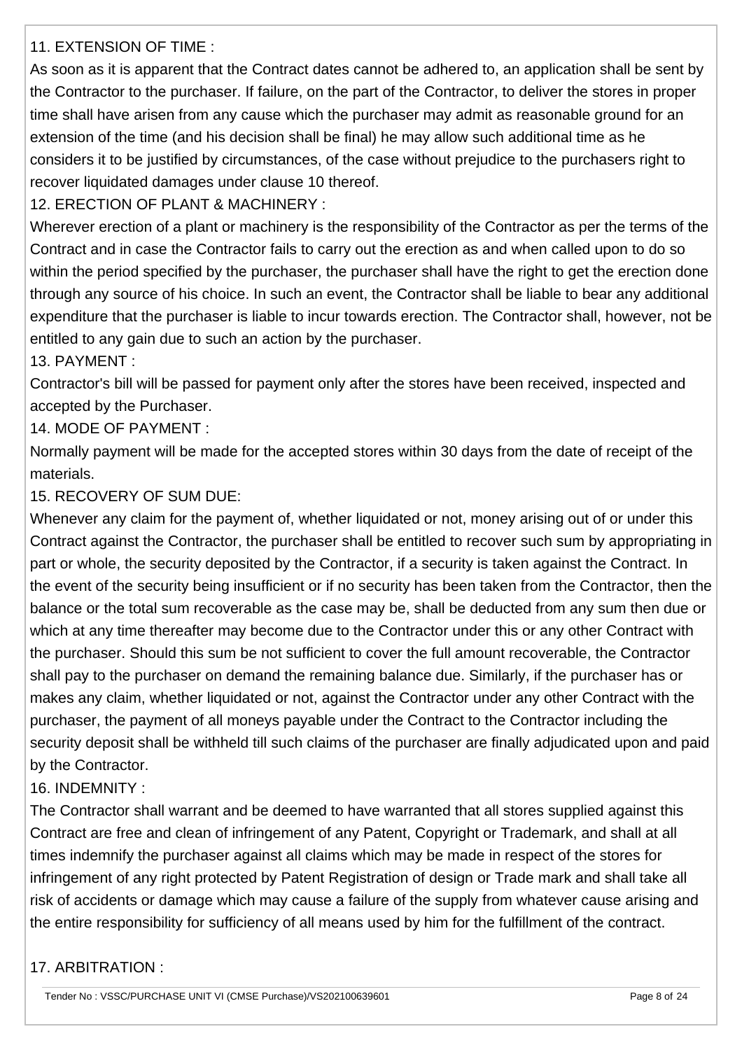11. EXTENSION OF TIME :

As soon as it is apparent that the Contract dates cannot be adhered to, an application shall be sent by the Contractor to the purchaser. If failure, on the part of the Contractor, to deliver the stores in proper time shall have arisen from any cause which the purchaser may admit as reasonable ground for an extension of the time (and his decision shall be final) he may allow such additional time as he considers it to be justified by circumstances, of the case without prejudice to the purchasers right to recover liquidated damages under clause 10 thereof.

12. ERECTION OF PLANT & MACHINERY :

Wherever erection of a plant or machinery is the responsibility of the Contractor as per the terms of the Contract and in case the Contractor fails to carry out the erection as and when called upon to do so within the period specified by the purchaser, the purchaser shall have the right to get the erection done through any source of his choice. In such an event, the Contractor shall be liable to bear any additional expenditure that the purchaser is liable to incur towards erection. The Contractor shall, however, not be entitled to any gain due to such an action by the purchaser.

13. PAYMENT :

Contractor's bill will be passed for payment only after the stores have been received, inspected and accepted by the Purchaser.

14. MODE OF PAYMENT :

Normally payment will be made for the accepted stores within 30 days from the date of receipt of the materials.

15. RECOVERY OF SUM DUE:

Whenever any claim for the payment of, whether liquidated or not, money arising out of or under this Contract against the Contractor, the purchaser shall be entitled to recover such sum by appropriating in part or whole, the security deposited by the Contractor, if a security is taken against the Contract. In the event of the security being insufficient or if no security has been taken from the Contractor, then the balance or the total sum recoverable as the case may be, shall be deducted from any sum then due or which at any time thereafter may become due to the Contractor under this or any other Contract with the purchaser. Should this sum be not sufficient to cover the full amount recoverable, the Contractor shall pay to the purchaser on demand the remaining balance due. Similarly, if the purchaser has or makes any claim, whether liquidated or not, against the Contractor under any other Contract with the purchaser, the payment of all moneys payable under the Contract to the Contractor including the security deposit shall be withheld till such claims of the purchaser are finally adjudicated upon and paid by the Contractor.

16. INDEMNITY :

The Contractor shall warrant and be deemed to have warranted that all stores supplied against this Contract are free and clean of infringement of any Patent, Copyright or Trademark, and shall at all times indemnify the purchaser against all claims which may be made in respect of the stores for infringement of any right protected by Patent Registration of design or Trade mark and shall take all risk of accidents or damage which may cause a failure of the supply from whatever cause arising and the entire responsibility for sufficiency of all means used by him for the fulfillment of the contract.

17. ARBITRATION :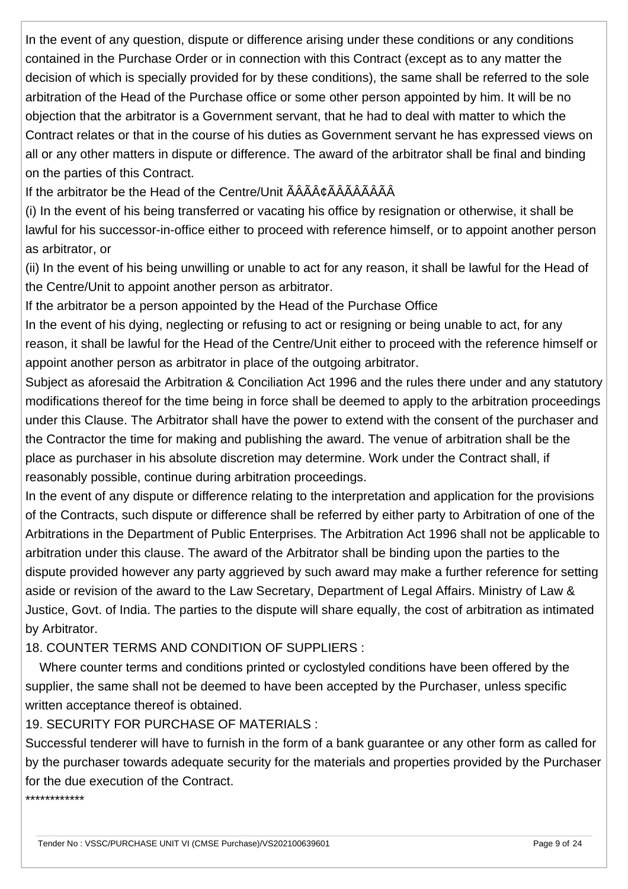In the event of any question, dispute or difference arising under these conditions or any conditions contained in the Purchase Order or in connection with this Contract (except as to any matter the decision of which is specially provided for by these conditions), the same shall be referred to the sole arbitration of the Head of the Purchase office or some other person appointed by him. It will be no objection that the arbitrator is a Government servant, that he had to deal with matter to which the Contract relates or that in the course of his duties as Government servant he has expressed views on all or any other matters in dispute or difference. The award of the arbitrator shall be final and binding on the parties of this Contract.

If the arbitrator be the Head of the Centre/Unit ÃÂÃÂ¢ÃÂÃÂÃÂÃÂ

(i) In the event of his being transferred or vacating his office by resignation or otherwise, it shall be lawful for his successor-in-office either to proceed with reference himself, or to appoint another person as arbitrator, or

(ii) In the event of his being unwilling or unable to act for any reason, it shall be lawful for the Head of the Centre/Unit to appoint another person as arbitrator.

If the arbitrator be a person appointed by the Head of the Purchase Office

In the event of his dying, neglecting or refusing to act or resigning or being unable to act, for any reason, it shall be lawful for the Head of the Centre/Unit either to proceed with the reference himself or appoint another person as arbitrator in place of the outgoing arbitrator.

Subject as aforesaid the Arbitration & Conciliation Act 1996 and the rules there under and any statutory modifications thereof for the time being in force shall be deemed to apply to the arbitration proceedings under this Clause. The Arbitrator shall have the power to extend with the consent of the purchaser and the Contractor the time for making and publishing the award. The venue of arbitration shall be the place as purchaser in his absolute discretion may determine. Work under the Contract shall, if reasonably possible, continue during arbitration proceedings.

In the event of any dispute or difference relating to the interpretation and application for the provisions of the Contracts, such dispute or difference shall be referred by either party to Arbitration of one of the Arbitrations in the Department of Public Enterprises. The Arbitration Act 1996 shall not be applicable to arbitration under this clause. The award of the Arbitrator shall be binding upon the parties to the dispute provided however any party aggrieved by such award may make a further reference for setting aside or revision of the award to the Law Secretary, Department of Legal Affairs. Ministry of Law & Justice, Govt. of India. The parties to the dispute will share equally, the cost of arbitration as intimated by Arbitrator.

18. COUNTER TERMS AND CONDITION OF SUPPLIERS :

Where counter terms and conditions printed or cyclostyled conditions have been offered by the supplier, the same shall not be deemed to have been accepted by the Purchaser, unless specific written acceptance thereof is obtained.

19. SECURITY FOR PURCHASE OF MATERIALS :

Successful tenderer will have to furnish in the form of a bank guarantee or any other form as called for by the purchaser towards adequate security for the materials and properties provided by the Purchaser for the due execution of the Contract.

************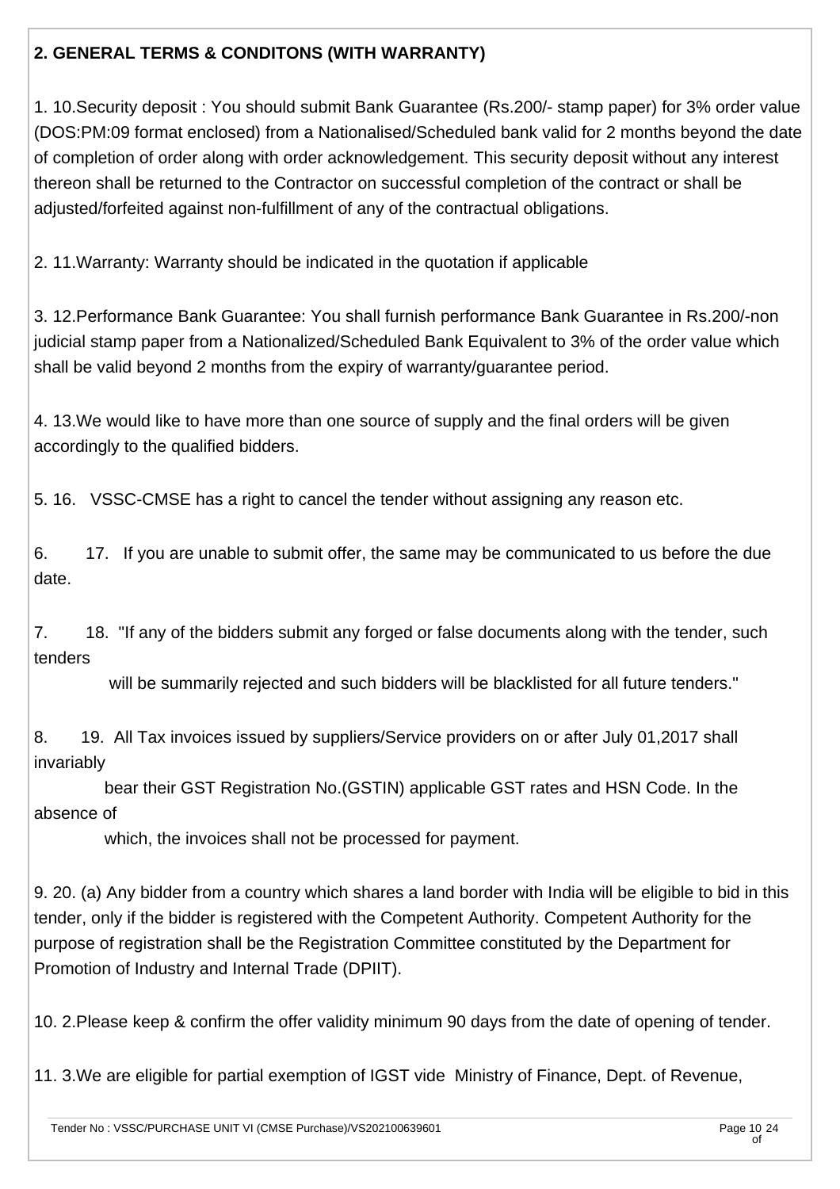**2. GENERAL TERMS & CONDITONS (WITH WARRANTY)**

1. 10.Security deposit : You should submit Bank Guarantee (Rs.200/- stamp paper) for 3% order value (DOS:PM:09 format enclosed) from a Nationalised/Scheduled bank valid for 2 months beyond the date of completion of order along with order acknowledgement. This security deposit without any interest thereon shall be returned to the Contractor on successful completion of the contract or shall be adjusted/forfeited against non-fulfillment of any of the contractual obligations.

2. 11.Warranty: Warranty should be indicated in the quotation if applicable

3. 12.Performance Bank Guarantee: You shall furnish performance Bank Guarantee in Rs.200/-non judicial stamp paper from a Nationalized/Scheduled Bank Equivalent to 3% of the order value which shall be valid beyond 2 months from the expiry of warranty/guarantee period.

4. 13.We would like to have more than one source of supply and the final orders will be given accordingly to the qualified bidders.

5. 16. VSSC-CMSE has a right to cancel the tender without assigning any reason etc.

6. 17. If you are unable to submit offer, the same may be communicated to us before the due date.

7. 18. "If any of the bidders submit any forged or false documents along with the tender, such tenders
   will be summarily rejected and such bidders will be blacklisted for all future tenders."

8. 19. All Tax invoices issued by suppliers/Service providers on or after July 01,2017 shall invariably
   bear their GST Registration No.(GSTIN) applicable GST rates and HSN Code. In the absence of
   which, the invoices shall not be processed for payment.

9. 20. (a) Any bidder from a country which shares a land border with India will be eligible to bid in this tender, only if the bidder is registered with the Competent Authority. Competent Authority for the purpose of registration shall be the Registration Committee constituted by the Department for Promotion of Industry and Internal Trade (DPIIT).

10. 2.Please keep & confirm the offer validity minimum 90 days from the date of opening of tender.

11. 3.We are eligible for partial exemption of IGST vide Ministry of Finance, Dept. of Revenue,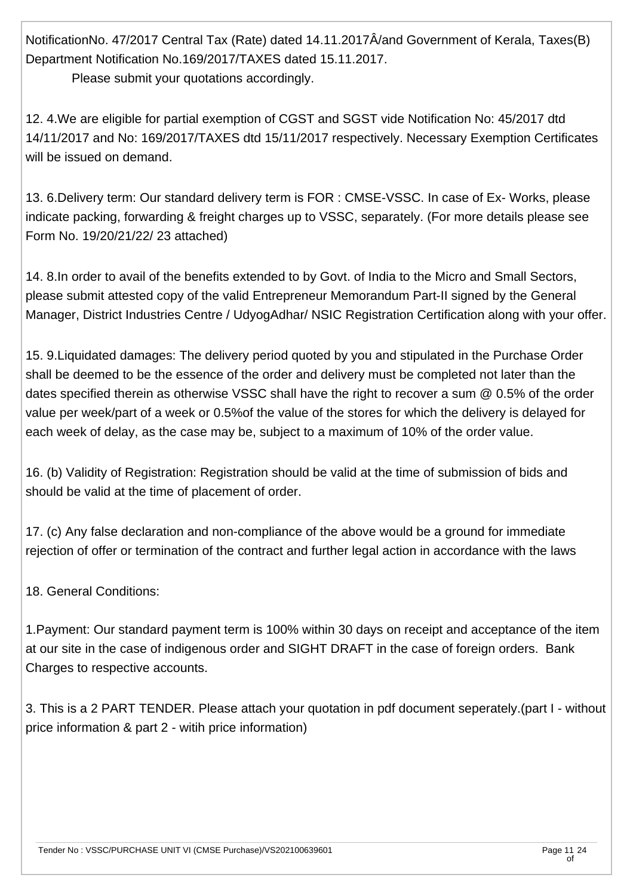NotificationNo. 47/2017 Central Tax (Rate) dated 14.11.2017Â/and Government of Kerala, Taxes(B) Department Notification No.169/2017/TAXES dated 15.11.2017.

Please submit your quotations accordingly.

12. 4.We are eligible for partial exemption of CGST and SGST vide Notification No: 45/2017 dtd 14/11/2017 and No: 169/2017/TAXES dtd 15/11/2017 respectively. Necessary Exemption Certificates will be issued on demand.

13. 6.Delivery term: Our standard delivery term is FOR : CMSE-VSSC. In case of Ex- Works, please indicate packing, forwarding & freight charges up to VSSC, separately. (For more details please see Form No. 19/20/21/22/ 23 attached)

14. 8.In order to avail of the benefits extended to by Govt. of India to the Micro and Small Sectors, please submit attested copy of the valid Entrepreneur Memorandum Part-II signed by the General Manager, District Industries Centre / UdyogAdhar/ NSIC Registration Certification along with your offer.

15. 9.Liquidated damages: The delivery period quoted by you and stipulated in the Purchase Order shall be deemed to be the essence of the order and delivery must be completed not later than the dates specified therein as otherwise VSSC shall have the right to recover a sum @ 0.5% of the order value per week/part of a week or 0.5%of the value of the stores for which the delivery is delayed for each week of delay, as the case may be, subject to a maximum of 10% of the order value.

16. (b) Validity of Registration: Registration should be valid at the time of submission of bids and should be valid at the time of placement of order.

17. (c) Any false declaration and non-compliance of the above would be a ground for immediate rejection of offer or termination of the contract and further legal action in accordance with the laws

18. General Conditions:

1.Payment: Our standard payment term is 100% within 30 days on receipt and acceptance of the item at our site in the case of indigenous order and SIGHT DRAFT in the case of foreign orders. Bank Charges to respective accounts.

3. This is a 2 PART TENDER. Please attach your quotation in pdf document seperately.(part I - without price information & part 2 - witih price information)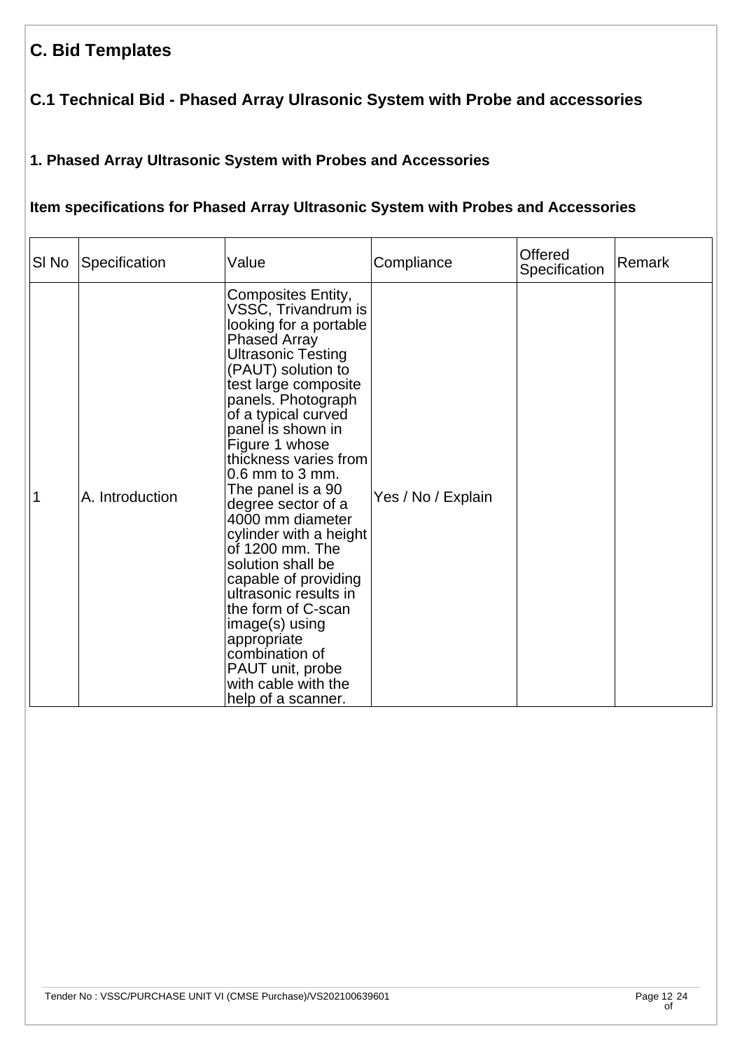## C. Bid Templates

### C.1 Technical Bid - Phased Array Ulrasonic System with Probe and accessories

#### 1. Phased Array Ultrasonic System with Probes and Accessories

#### Item specifications for Phased Array Ultrasonic System with Probes and Accessories

| Sl No | Specification | Value | Compliance | Offered Specification | Remark |
|---|---|---|---|---|---|
| 1 | A. Introduction | Composites Entity, VSSC, Trivandrum is looking for a portable Phased Array Ultrasonic Testing (PAUT) solution to test large composite panels. Photograph of a typical curved panel is shown in Figure 1 whose thickness varies from 0.6 mm to 3 mm. The panel is a 90 degree sector of a 4000 mm diameter cylinder with a height of 1200 mm. The solution shall be capable of providing ultrasonic results in the form of C-scan image(s) using appropriate combination of PAUT unit, probe with cable with the help of a scanner. | Yes / No / Explain | | |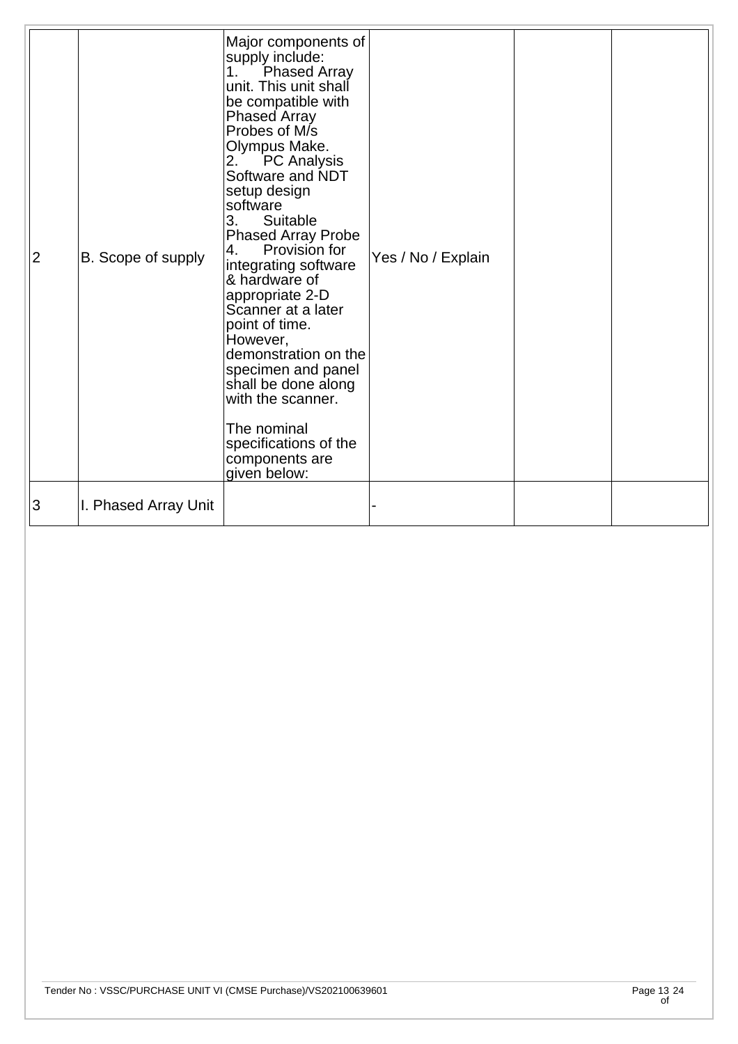| 2 | B. Scope of supply | Major components of supply include:<br>1. Phased Array unit. This unit shall be compatible with Phased Array Probes of M/s Olympus Make.<br>2. PC Analysis Software and NDT setup design software<br>3. Suitable Phased Array Probe<br>4. Provision for integrating software & hardware of appropriate 2-D Scanner at a later point of time. However, demonstration on the specimen and panel shall be done along with the scanner.<br><br>The nominal specifications of the components are given below: | Yes / No / Explain | | |
|---|---|---|---|---|---|
| 3 | I. Phased Array Unit | | - | | |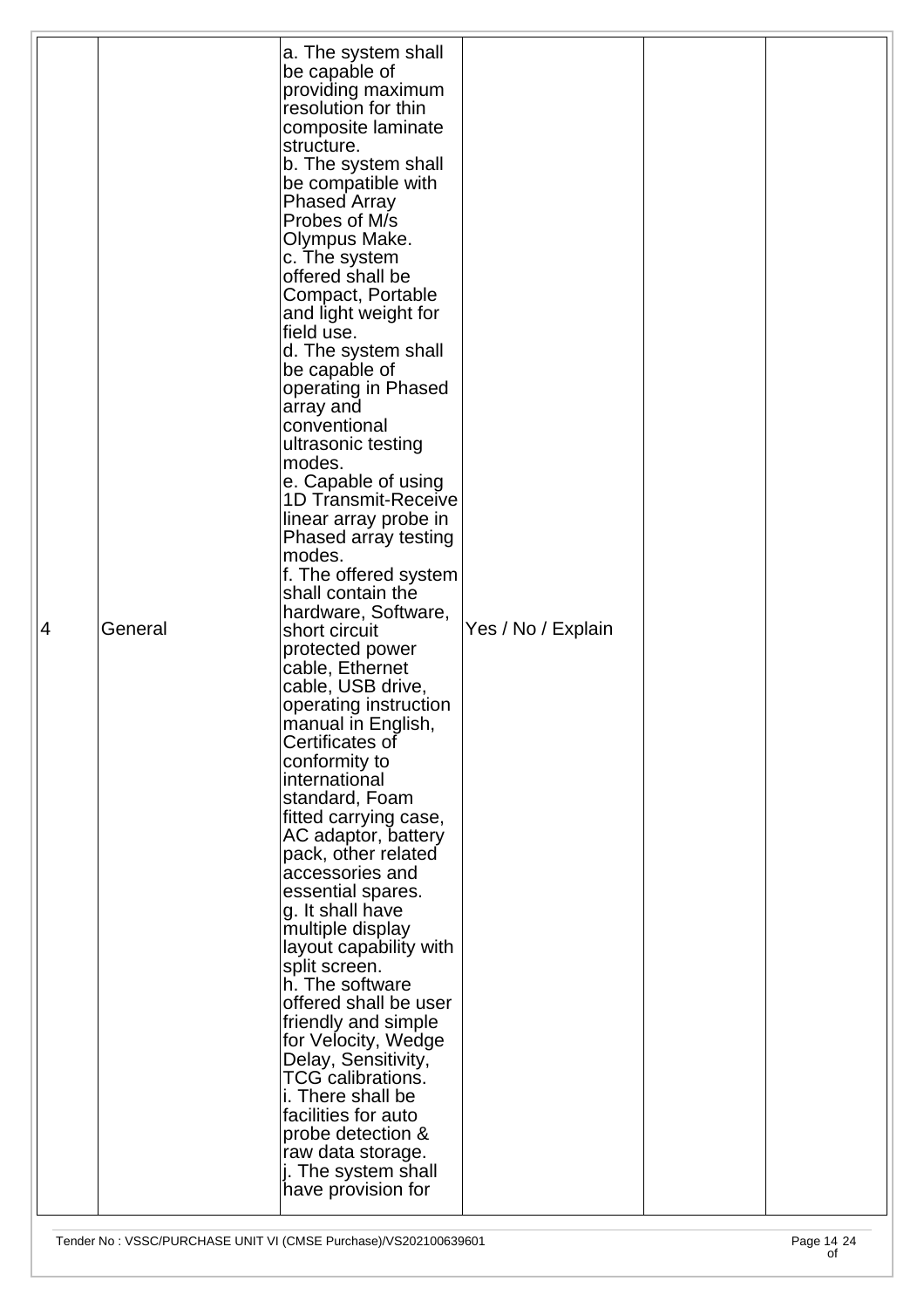| | | | | | |
|---|---|---|---|---|---|
| 4 | General | a. The system shall be capable of providing maximum resolution for thin composite laminate structure.<br>b. The system shall be compatible with Phased Array Probes of M/s Olympus Make.<br>c. The system offered shall be Compact, Portable and light weight for field use.<br>d. The system shall be capable of operating in Phased array and conventional ultrasonic testing modes.<br>e. Capable of using 1D Transmit-Receive linear array probe in Phased array testing modes.<br>f. The offered system shall contain the hardware, Software, short circuit protected power cable, Ethernet cable, USB drive, operating instruction manual in English, Certificates of conformity to international standard, Foam fitted carrying case, AC adaptor, battery pack, other related accessories and essential spares.<br>g. It shall have multiple display layout capability with split screen.<br>h. The software offered shall be user friendly and simple for Velocity, Wedge Delay, Sensitivity, TCG calibrations.<br>i. There shall be facilities for auto probe detection & raw data storage.<br>j. The system shall have provision for | Yes / No / Explain | | |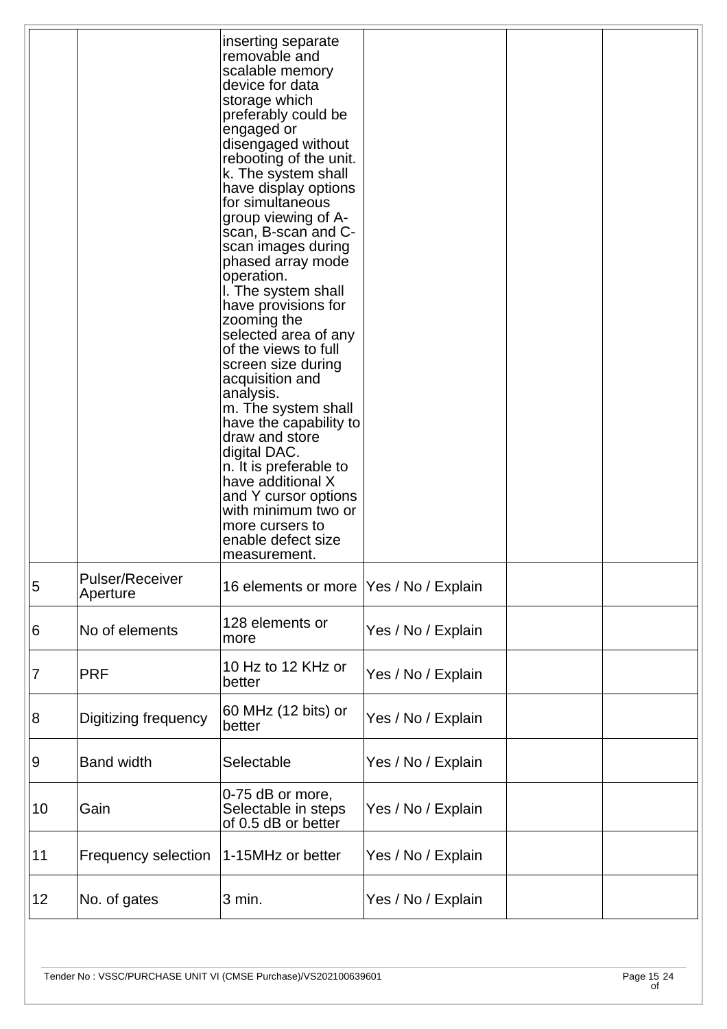| | | | | | |
|---|---|---|---|---|---|
| | | inserting separate removable and scalable memory device for data storage which preferably could be engaged or disengaged without rebooting of the unit.<br>k. The system shall have display options for simultaneous group viewing of A-scan, B-scan and C-scan images during phased array mode operation.<br>l. The system shall have provisions for zooming the selected area of any of the views to full screen size during acquisition and analysis.<br>m. The system shall have the capability to draw and store digital DAC.<br>n. It is preferable to have additional X and Y cursor options with minimum two or more cursers to enable defect size measurement. | | | |
| 5 | Pulser/Receiver Aperture | 16 elements or more | Yes / No / Explain | | |
| 6 | No of elements | 128 elements or more | Yes / No / Explain | | |
| 7 | PRF | 10 Hz to 12 KHz or better | Yes / No / Explain | | |
| 8 | Digitizing frequency | 60 MHz (12 bits) or better | Yes / No / Explain | | |
| 9 | Band width | Selectable | Yes / No / Explain | | |
| 10 | Gain | 0-75 dB or more, Selectable in steps of 0.5 dB or better | Yes / No / Explain | | |
| 11 | Frequency selection | 1-15MHz or better | Yes / No / Explain | | |
| 12 | No. of gates | 3 min. | Yes / No / Explain | | |

Tender No : VSSC/PURCHASE UNIT VI (CMSE Purchase)/VS202100639601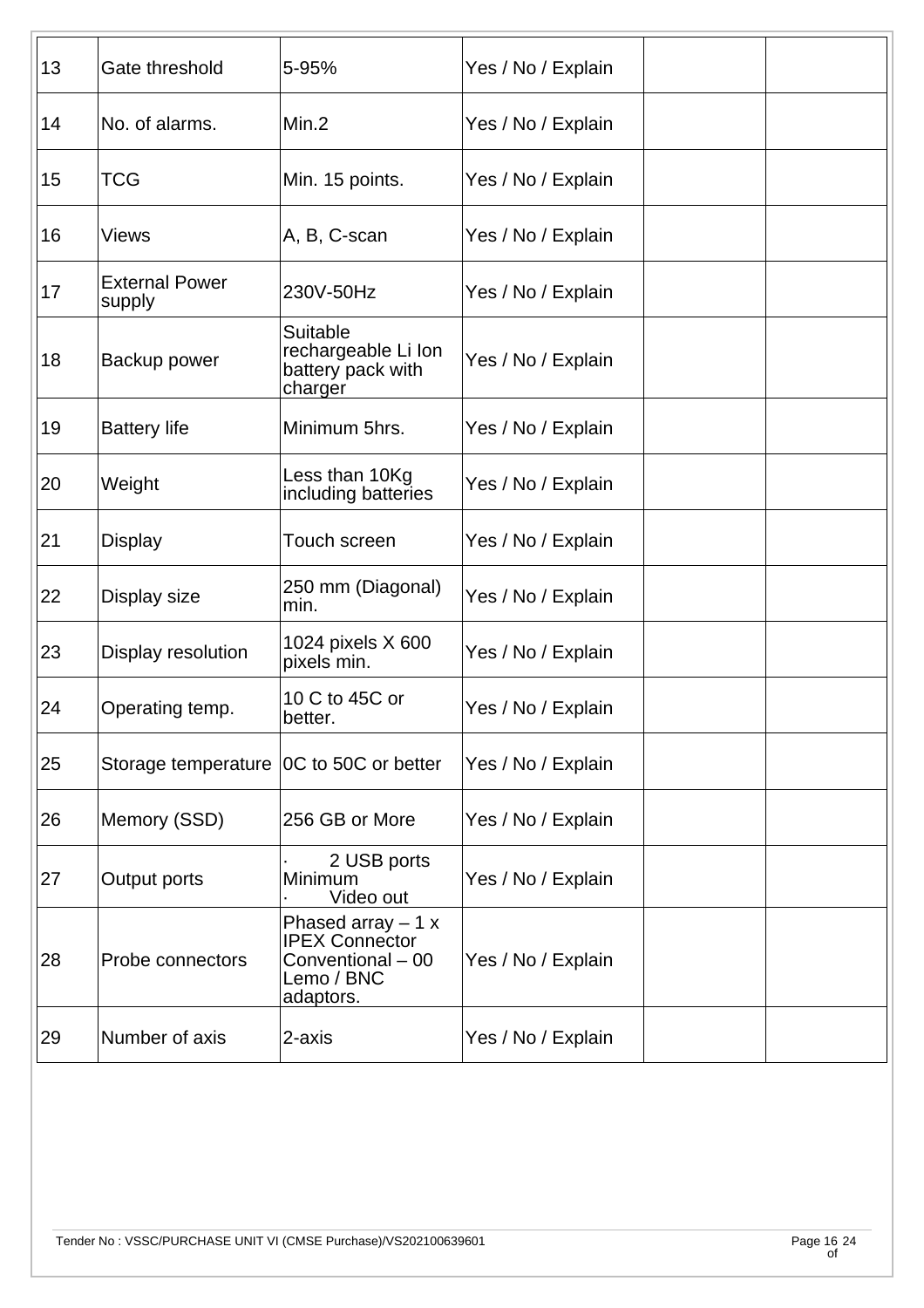| 13 | Gate threshold | 5-95% | Yes / No / Explain | | |
|---|---|---|---|---|---|
| 14 | No. of alarms. | Min.2 | Yes / No / Explain | | |
| 15 | TCG | Min. 15 points. | Yes / No / Explain | | |
| 16 | Views | A, B, C-scan | Yes / No / Explain | | |
| 17 | External Power supply | 230V-50Hz | Yes / No / Explain | | |
| 18 | Backup power | Suitable rechargeable Li Ion battery pack with charger | Yes / No / Explain | | |
| 19 | Battery life | Minimum 5hrs. | Yes / No / Explain | | |
| 20 | Weight | Less than 10Kg including batteries | Yes / No / Explain | | |
| 21 | Display | Touch screen | Yes / No / Explain | | |
| 22 | Display size | 250 mm (Diagonal) min. | Yes / No / Explain | | |
| 23 | Display resolution | 1024 pixels X 600 pixels min. | Yes / No / Explain | | |
| 24 | Operating temp. | 10 C to 45C or better. | Yes / No / Explain | | |
| 25 | Storage temperature | 0C to 50C or better | Yes / No / Explain | | |
| 26 | Memory (SSD) | 256 GB or More | Yes / No / Explain | | |
| 27 | Output ports | · 2 USB ports Minimum · Video out | Yes / No / Explain | | |
| 28 | Probe connectors | Phased array – 1 x IPEX Connector Conventional – 00 Lemo / BNC adaptors. | Yes / No / Explain | | |
| 29 | Number of axis | 2-axis | Yes / No / Explain | | |

Tender No : VSSC/PURCHASE UNIT VI (CMSE Purchase)/VS202100639601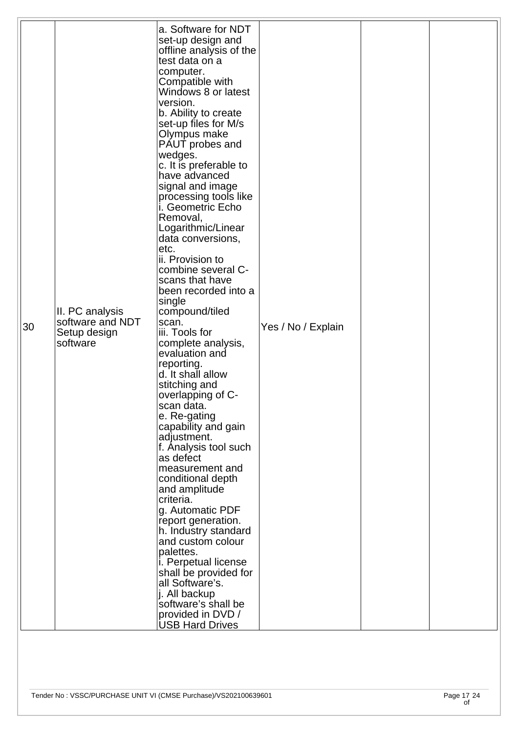| 30 | II. PC analysis software and NDT Setup design software | a. Software for NDT set-up design and offline analysis of the test data on a computer. Compatible with Windows 8 or latest version.<br>b. Ability to create set-up files for M/s Olympus make PAUT probes and wedges.<br>c. It is preferable to have advanced signal and image processing tools like<br>i. Geometric Echo Removal, Logarithmic/Linear data conversions, etc.<br>ii. Provision to combine several C-scans that have been recorded into a single compound/tiled scan.<br>iii. Tools for complete analysis, evaluation and reporting.<br>d. It shall allow stitching and overlapping of C-scan data.<br>e. Re-gating capability and gain adjustment.<br>f. Analysis tool such as defect measurement and conditional depth and amplitude criteria.<br>g. Automatic PDF report generation.<br>h. Industry standard and custom colour palettes.<br>i. Perpetual license shall be provided for all Software's.<br>j. All backup software's shall be provided in DVD / USB Hard Drives | Yes / No / Explain | | |
|---|---|---|---|---|---|

Tender No : VSSC/PURCHASE UNIT VI (CMSE Purchase)/VS202100639601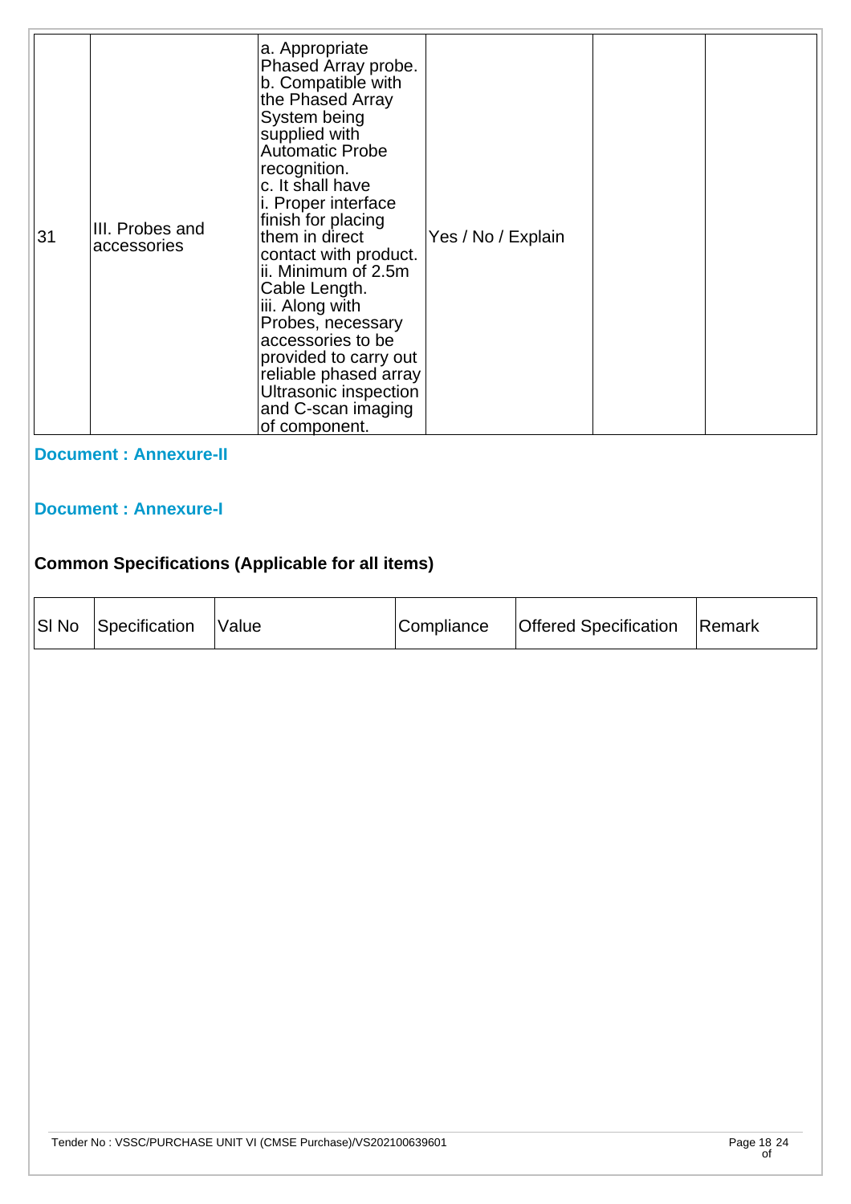| 31 | III. Probes and accessories | a. Appropriate Phased Array probe.<br>b. Compatible with the Phased Array System being supplied with Automatic Probe recognition.<br>c. It shall have<br>i. Proper interface finish for placing them in direct contact with product.<br>ii. Minimum of 2.5m Cable Length.<br>iii. Along with Probes, necessary accessories to be provided to carry out reliable phased array Ultrasonic inspection and C-scan imaging of component. | Yes / No / Explain | | |
|---|---|---|---|---|---|

**Document : Annexure-II**

**Document : Annexure-I**

**Common Specifications (Applicable for all items)**

| Sl No | Specification | Value | Compliance | Offered Specification | Remark |
|---|---|---|---|---|---|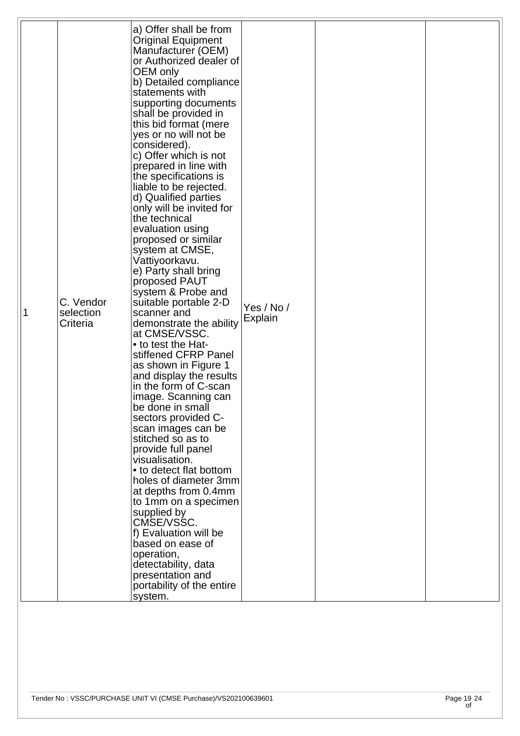| | | | | | |
|---|---|---|---|---|---|
| 1 | C. Vendor selection Criteria | a) Offer shall be from Original Equipment Manufacturer (OEM) or Authorized dealer of OEM only<br>b) Detailed compliance statements with supporting documents shall be provided in this bid format (mere yes or no will not be considered).<br>c) Offer which is not prepared in line with the specifications is liable to be rejected.<br>d) Qualified parties only will be invited for the technical evaluation using proposed or similar system at CMSE, Vattiyoorkavu.<br>e) Party shall bring proposed PAUT system & Probe and suitable portable 2-D scanner and demonstrate the ability at CMSE/VSSC.<br>• to test the Hat-stiffened CFRP Panel as shown in Figure 1 and display the results in the form of C-scan image. Scanning can be done in small sectors provided C-scan images can be stitched so as to provide full panel visualisation.<br>• to detect flat bottom holes of diameter 3mm at depths from 0.4mm to 1mm on a specimen supplied by CMSE/VSSC.<br>f) Evaluation will be based on ease of operation, detectability, data presentation and portability of the entire system. | Yes / No / Explain | | |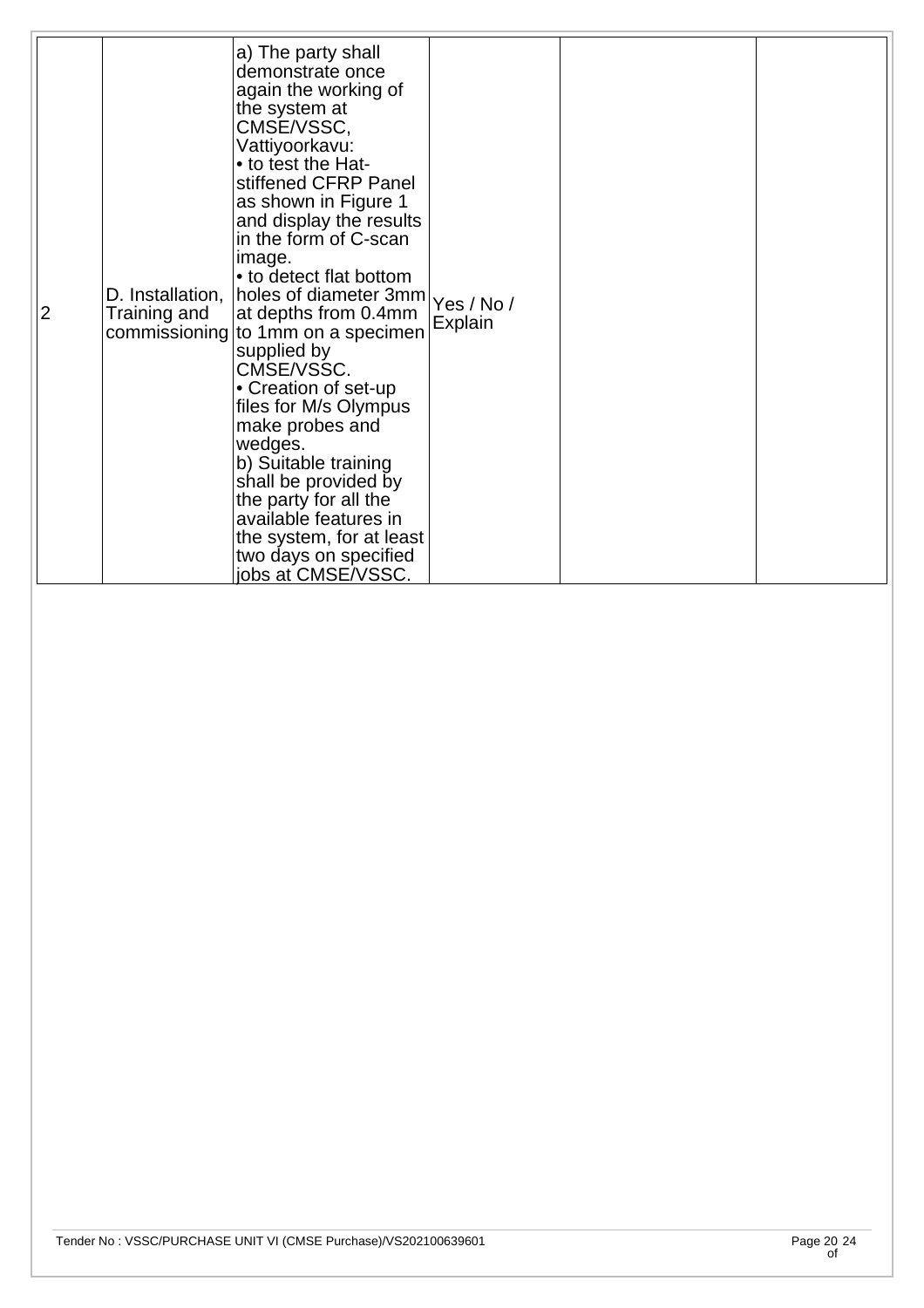| | | | | | |
|---|---|---|---|---|---|
| 2 | D. Installation, Training and commissioning | a) The party shall demonstrate once again the working of the system at CMSE/VSSC, Vattiyoorkavu:<br>• to test the Hat-stiffened CFRP Panel as shown in Figure 1 and display the results in the form of C-scan image.<br>• to detect flat bottom holes of diameter 3mm at depths from 0.4mm to 1mm on a specimen supplied by CMSE/VSSC.<br>• Creation of set-up files for M/s Olympus make probes and wedges.<br>b) Suitable training shall be provided by the party for all the available features in the system, for at least two days on specified jobs at CMSE/VSSC. | Yes / No / Explain | | |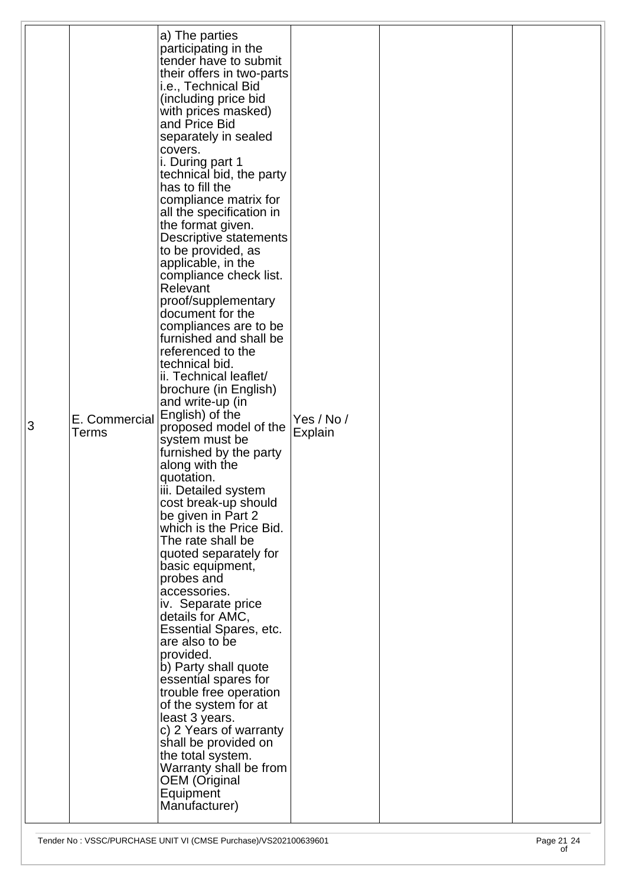| 3 | E. Commercial Terms | a) The parties participating in the tender have to submit their offers in two-parts i.e., Technical Bid (including price bid with prices masked) and Price Bid separately in sealed covers.<br>i. During part 1 technical bid, the party has to fill the compliance matrix for all the specification in the format given. Descriptive statements to be provided, as applicable, in the compliance check list. Relevant proof/supplementary document for the compliances are to be furnished and shall be referenced to the technical bid.<br>ii. Technical leaflet/ brochure (in English) and write-up (in English) of the proposed model of the system must be furnished by the party along with the quotation.<br>iii. Detailed system cost break-up should be given in Part 2 which is the Price Bid. The rate shall be quoted separately for basic equipment, probes and accessories.<br>iv. Separate price details for AMC, Essential Spares, etc. are also to be provided.<br>b) Party shall quote essential spares for trouble free operation of the system for at least 3 years.<br>c) 2 Years of warranty shall be provided on the total system. Warranty shall be from OEM (Original Equipment Manufacturer) | Yes / No / Explain | | |
|---|---|---|---|---|---|

Tender No : VSSC/PURCHASE UNIT VI (CMSE Purchase)/VS202100639601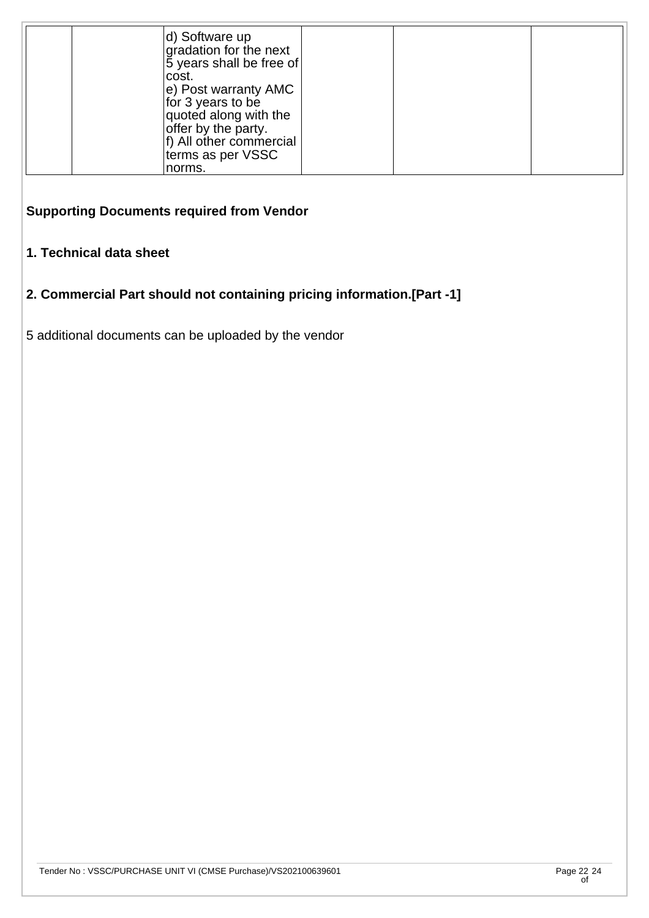|  |  | d) Software up gradation for the next 5 years shall be free of cost.<br>e) Post warranty AMC for 3 years to be quoted along with the offer by the party.<br>f) All other commercial terms as per VSSC norms. |  |  |  |
|---|---|---|---|---|---|

**Supporting Documents required from Vendor**

**1. Technical data sheet**

**2. Commercial Part should not containing pricing information.[Part -1]**

5 additional documents can be uploaded by the vendor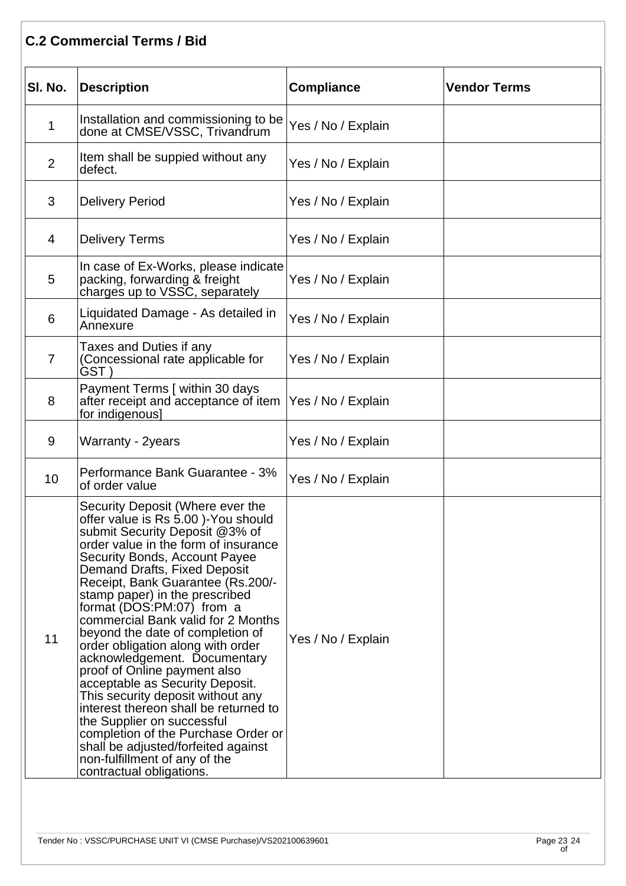## C.2 Commercial Terms / Bid

| Sl. No. | Description | Compliance | Vendor Terms |
|---|---|---|---|
| 1 | Installation and commissioning to be done at CMSE/VSSC, Trivandrum | Yes / No / Explain | |
| 2 | Item shall be suppied without any defect. | Yes / No / Explain | |
| 3 | Delivery Period | Yes / No / Explain | |
| 4 | Delivery Terms | Yes / No / Explain | |
| 5 | In case of Ex-Works, please indicate packing, forwarding & freight charges up to VSSC, separately | Yes / No / Explain | |
| 6 | Liquidated Damage - As detailed in Annexure | Yes / No / Explain | |
| 7 | Taxes and Duties if any (Concessional rate applicable for GST ) | Yes / No / Explain | |
| 8 | Payment Terms [ within 30 days after receipt and acceptance of item for indigenous] | Yes / No / Explain | |
| 9 | Warranty - 2years | Yes / No / Explain | |
| 10 | Performance Bank Guarantee - 3% of order value | Yes / No / Explain | |
| 11 | Security Deposit (Where ever the offer value is Rs 5.00 )-You should submit Security Deposit @3% of order value in the form of insurance Security Bonds, Account Payee Demand Drafts, Fixed Deposit Receipt, Bank Guarantee (Rs.200/- stamp paper) in the prescribed format (DOS:PM:07) from a commercial Bank valid for 2 Months beyond the date of completion of order obligation along with order acknowledgement. Documentary proof of Online payment also acceptable as Security Deposit. This security deposit without any interest thereon shall be returned to the Supplier on successful completion of the Purchase Order or shall be adjusted/forfeited against non-fulfillment of any of the contractual obligations. | Yes / No / Explain | |

Tender No : VSSC/PURCHASE UNIT VI (CMSE Purchase)/VS202100639601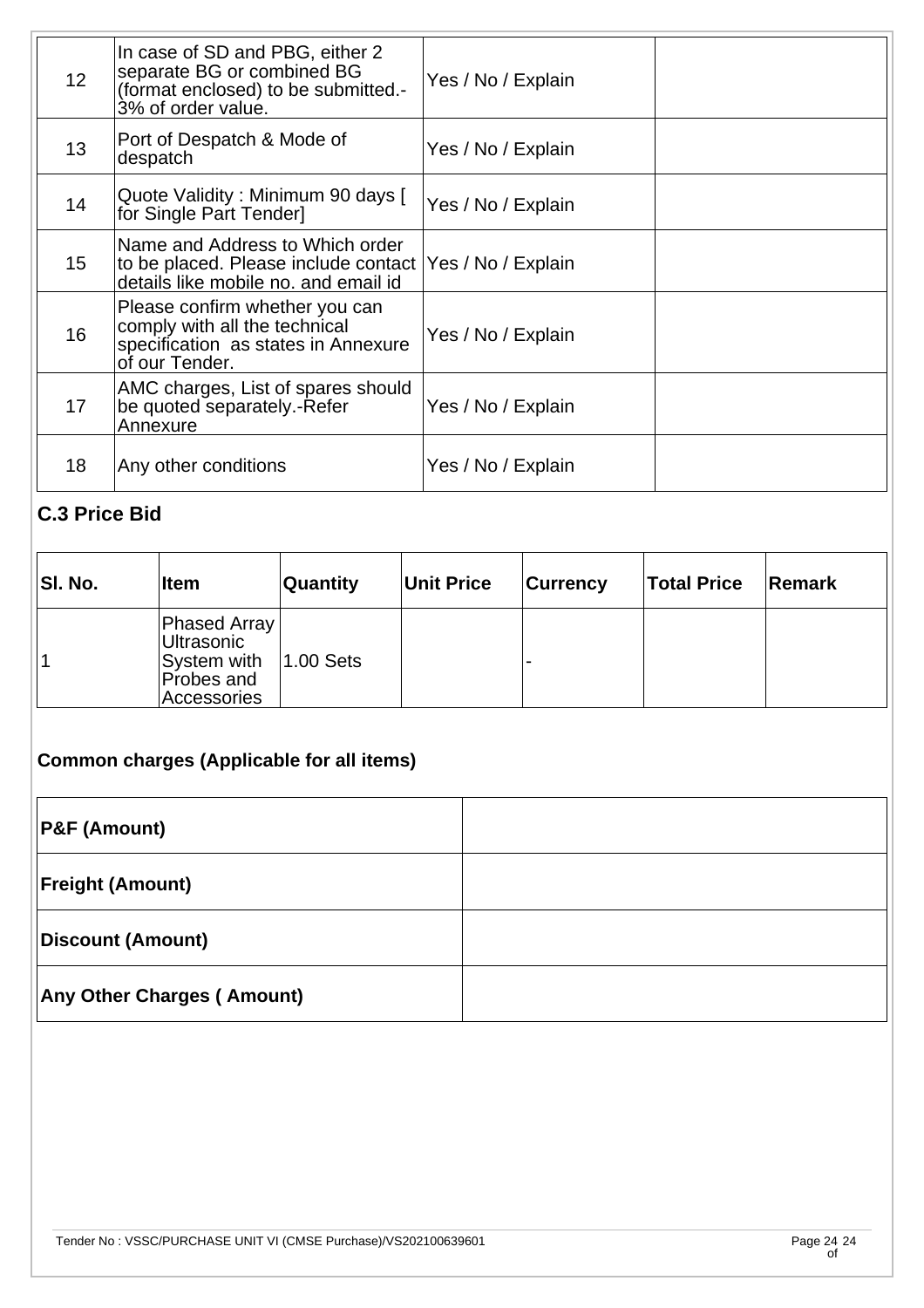| | | | |
|---|---|---|---|
| 12 | In case of SD and PBG, either 2 separate BG or combined BG (format enclosed) to be submitted.-3% of order value. | Yes / No / Explain | |
| 13 | Port of Despatch & Mode of despatch | Yes / No / Explain | |
| 14 | Quote Validity : Minimum 90 days [ for Single Part Tender] | Yes / No / Explain | |
| 15 | Name and Address to Which order to be placed. Please include contact details like mobile no. and email id | Yes / No / Explain | |
| 16 | Please confirm whether you can comply with all the technical specification as states in Annexure of our Tender. | Yes / No / Explain | |
| 17 | AMC charges, List of spares should be quoted separately.-Refer Annexure | Yes / No / Explain | |
| 18 | Any other conditions | Yes / No / Explain | |

## C.3 Price Bid

| Sl. No. | Item | Quantity | Unit Price | Currency | Total Price | Remark |
|---|---|---|---|---|---|---|
| 1 | Phased Array Ultrasonic System with Probes and Accessories | 1.00 Sets | | - | | |

### Common charges (Applicable for all items)

| | |
|---|---|
| **P&F (Amount)** | |
| **Freight (Amount)** | |
| **Discount (Amount)** | |
| **Any Other Charges ( Amount)** | |

Tender No : VSSC/PURCHASE UNIT VI (CMSE Purchase)/VS202100639601